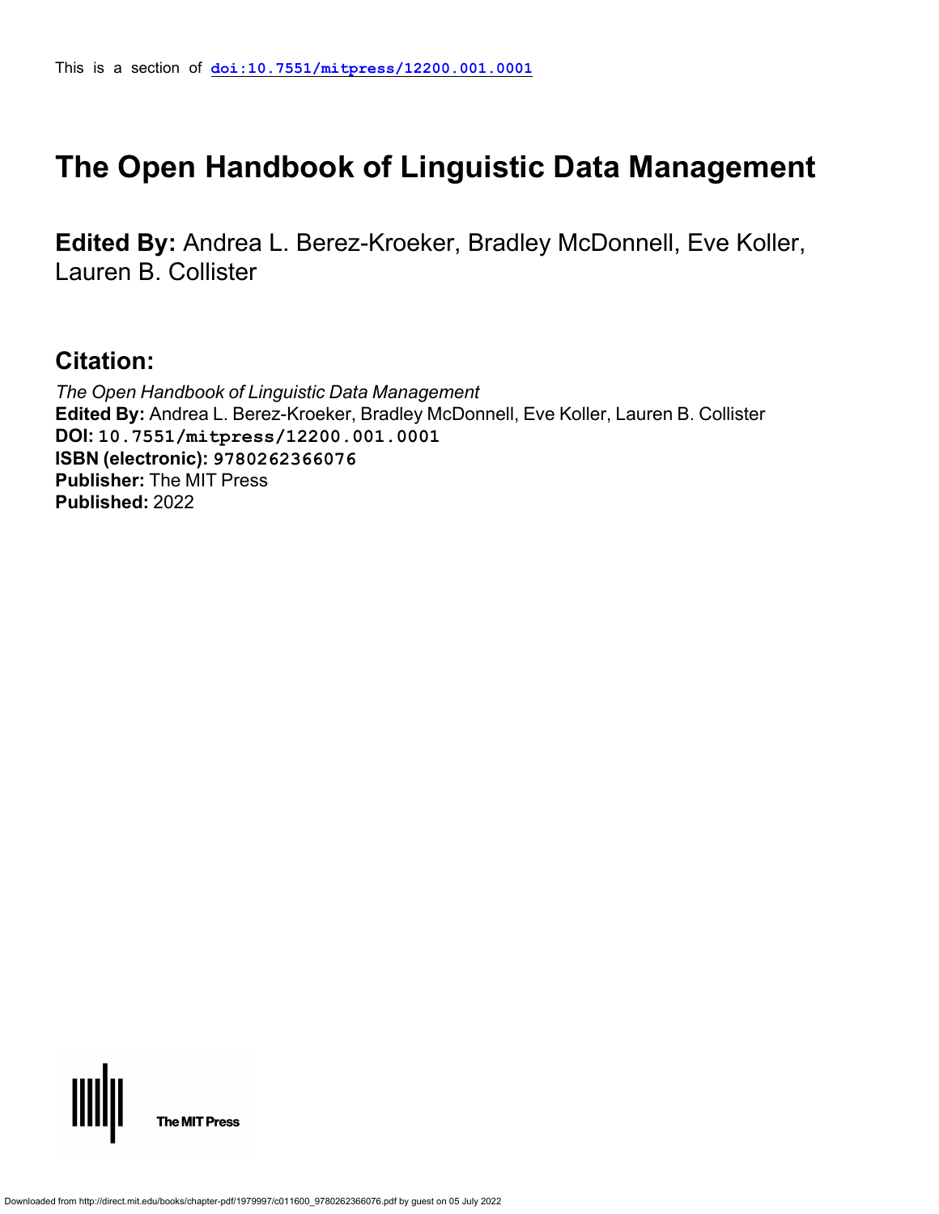This is a section of **doi:10.7551/mitpress/12200.001.0001**

# The Open Handbook of Linguistic Data Management

**Edited By:** Andrea L. Berez-Kroeker, Bradley McDonnell, Eve Koller, Lauren B. Collister

## Citation:

*The Open Handbook of Linguistic Data Management*
**Edited By:** Andrea L. Berez-Kroeker, Bradley McDonnell, Eve Koller, Lauren B. Collister
**DOI:** 10.7551/mitpress/12200.001.0001
**ISBN (electronic):** 9780262366076
**Publisher:** The MIT Press
**Published:** 2022

The MIT Press

Downloaded from http://direct.mit.edu/books/chapter-pdf/1979997/c011600_9780262366076.pdf by guest on 05 July 2022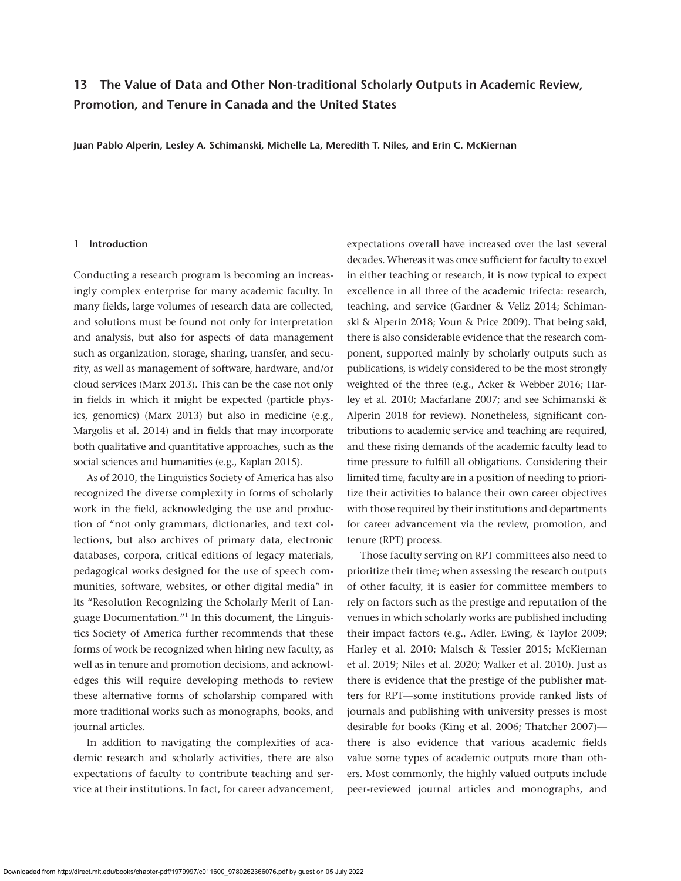# 13 The Value of Data and Other Non-traditional Scholarly Outputs in Academic Review, Promotion, and Tenure in Canada and the United States

**Juan Pablo Alperin, Lesley A. Schimanski, Michelle La, Meredith T. Niles, and Erin C. McKiernan**

## 1 Introduction

Conducting a research program is becoming an increasingly complex enterprise for many academic faculty. In many fields, large volumes of research data are collected, and solutions must be found not only for interpretation and analysis, but also for aspects of data management such as organization, storage, sharing, transfer, and security, as well as management of software, hardware, and/or cloud services (Marx 2013). This can be the case not only in fields in which it might be expected (particle physics, genomics) (Marx 2013) but also in medicine (e.g., Margolis et al. 2014) and in fields that may incorporate both qualitative and quantitative approaches, such as the social sciences and humanities (e.g., Kaplan 2015).

As of 2010, the Linguistics Society of America has also recognized the diverse complexity in forms of scholarly work in the field, acknowledging the use and production of "not only grammars, dictionaries, and text collections, but also archives of primary data, electronic databases, corpora, critical editions of legacy materials, pedagogical works designed for the use of speech communities, software, websites, or other digital media" in its "Resolution Recognizing the Scholarly Merit of Language Documentation."[1] In this document, the Linguistics Society of America further recommends that these forms of work be recognized when hiring new faculty, as well as in tenure and promotion decisions, and acknowledges this will require developing methods to review these alternative forms of scholarship compared with more traditional works such as monographs, books, and journal articles.

In addition to navigating the complexities of academic research and scholarly activities, there are also expectations of faculty to contribute teaching and service at their institutions. In fact, for career advancement, expectations overall have increased over the last several decades. Whereas it was once sufficient for faculty to excel in either teaching or research, it is now typical to expect excellence in all three of the academic trifecta: research, teaching, and service (Gardner & Veliz 2014; Schimanski & Alperin 2018; Youn & Price 2009). That being said, there is also considerable evidence that the research component, supported mainly by scholarly outputs such as publications, is widely considered to be the most strongly weighted of the three (e.g., Acker & Webber 2016; Harley et al. 2010; Macfarlane 2007; and see Schimanski & Alperin 2018 for review). Nonetheless, significant contributions to academic service and teaching are required, and these rising demands of the academic faculty lead to time pressure to fulfill all obligations. Considering their limited time, faculty are in a position of needing to prioritize their activities to balance their own career objectives with those required by their institutions and departments for career advancement via the review, promotion, and tenure (RPT) process.

Those faculty serving on RPT committees also need to prioritize their time; when assessing the research outputs of other faculty, it is easier for committee members to rely on factors such as the prestige and reputation of the venues in which scholarly works are published including their impact factors (e.g., Adler, Ewing, & Taylor 2009; Harley et al. 2010; Malsch & Tessier 2015; McKiernan et al. 2019; Niles et al. 2020; Walker et al. 2010). Just as there is evidence that the prestige of the publisher matters for RPT—some institutions provide ranked lists of journals and publishing with university presses is most desirable for books (King et al. 2006; Thatcher 2007)—there is also evidence that various academic fields value some types of academic outputs more than others. Most commonly, the highly valued outputs include peer-reviewed journal articles and monographs, and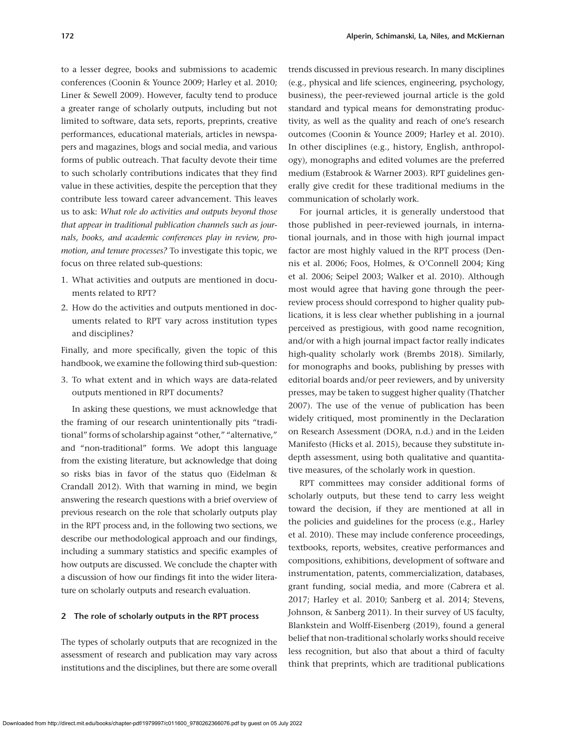to a lesser degree, books and submissions to academic conferences (Coonin & Younce 2009; Harley et al. 2010; Liner & Sewell 2009). However, faculty tend to produce a greater range of scholarly outputs, including but not limited to software, data sets, reports, preprints, creative performances, educational materials, articles in newspapers and magazines, blogs and social media, and various forms of public outreach. That faculty devote their time to such scholarly contributions indicates that they find value in these activities, despite the perception that they contribute less toward career advancement. This leaves us to ask: *What role do activities and outputs beyond those that appear in traditional publication channels such as journals, books, and academic conferences play in review, promotion, and tenure processes?* To investigate this topic, we focus on three related sub-questions:

1. What activities and outputs are mentioned in documents related to RPT?
2. How do the activities and outputs mentioned in documents related to RPT vary across institution types and disciplines?

Finally, and more specifically, given the topic of this handbook, we examine the following third sub-question:

3. To what extent and in which ways are data-related outputs mentioned in RPT documents?

In asking these questions, we must acknowledge that the framing of our research unintentionally pits "traditional" forms of scholarship against "other," "alternative," and "non-traditional" forms. We adopt this language from the existing literature, but acknowledge that doing so risks bias in favor of the status quo (Eidelman & Crandall 2012). With that warning in mind, we begin answering the research questions with a brief overview of previous research on the role that scholarly outputs play in the RPT process and, in the following two sections, we describe our methodological approach and our findings, including a summary statistics and specific examples of how outputs are discussed. We conclude the chapter with a discussion of how our findings fit into the wider literature on scholarly outputs and research evaluation.

## 2 The role of scholarly outputs in the RPT process

The types of scholarly outputs that are recognized in the assessment of research and publication may vary across institutions and the disciplines, but there are some overall trends discussed in previous research. In many disciplines (e.g., physical and life sciences, engineering, psychology, business), the peer-reviewed journal article is the gold standard and typical means for demonstrating productivity, as well as the quality and reach of one's research outcomes (Coonin & Younce 2009; Harley et al. 2010). In other disciplines (e.g., history, English, anthropology), monographs and edited volumes are the preferred medium (Estabrook & Warner 2003). RPT guidelines generally give credit for these traditional mediums in the communication of scholarly work.

For journal articles, it is generally understood that those published in peer-reviewed journals, in international journals, and in those with high journal impact factor are most highly valued in the RPT process (Dennis et al. 2006; Foos, Holmes, & O'Connell 2004; King et al. 2006; Seipel 2003; Walker et al. 2010). Although most would agree that having gone through the peer-review process should correspond to higher quality publications, it is less clear whether publishing in a journal perceived as prestigious, with good name recognition, and/or with a high journal impact factor really indicates high-quality scholarly work (Brembs 2018). Similarly, for monographs and books, publishing by presses with editorial boards and/or peer reviewers, and by university presses, may be taken to suggest higher quality (Thatcher 2007). The use of the venue of publication has been widely critiqued, most prominently in the Declaration on Research Assessment (DORA, n.d.) and in the Leiden Manifesto (Hicks et al. 2015), because they substitute in-depth assessment, using both qualitative and quantitative measures, of the scholarly work in question.

RPT committees may consider additional forms of scholarly outputs, but these tend to carry less weight toward the decision, if they are mentioned at all in the policies and guidelines for the process (e.g., Harley et al. 2010). These may include conference proceedings, textbooks, reports, websites, creative performances and compositions, exhibitions, development of software and instrumentation, patents, commercialization, databases, grant funding, social media, and more (Cabrera et al. 2017; Harley et al. 2010; Sanberg et al. 2014; Stevens, Johnson, & Sanberg 2011). In their survey of US faculty, Blankstein and Wolff-Eisenberg (2019), found a general belief that non-traditional scholarly works should receive less recognition, but also that about a third of faculty think that preprints, which are traditional publications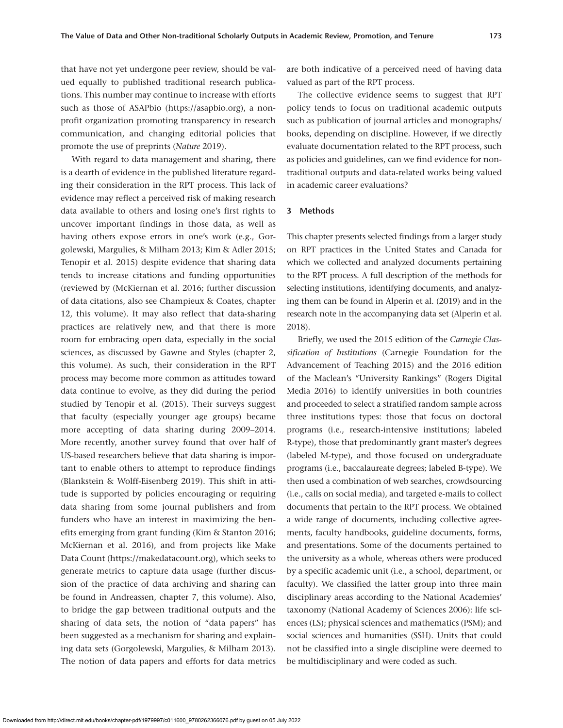that have not yet undergone peer review, should be valued equally to published traditional research publications. This number may continue to increase with efforts such as those of ASAPbio (https://asapbio.org), a nonprofit organization promoting transparency in research communication, and changing editorial policies that promote the use of preprints (*Nature* 2019).

With regard to data management and sharing, there is a dearth of evidence in the published literature regarding their consideration in the RPT process. This lack of evidence may reflect a perceived risk of making research data available to others and losing one's first rights to uncover important findings in those data, as well as having others expose errors in one's work (e.g., Gorgolewski, Margulies, & Milham 2013; Kim & Adler 2015; Tenopir et al. 2015) despite evidence that sharing data tends to increase citations and funding opportunities (reviewed by (McKiernan et al. 2016; further discussion of data citations, also see Champieux & Coates, chapter 12, this volume). It may also reflect that data-sharing practices are relatively new, and that there is more room for embracing open data, especially in the social sciences, as discussed by Gawne and Styles (chapter 2, this volume). As such, their consideration in the RPT process may become more common as attitudes toward data continue to evolve, as they did during the period studied by Tenopir et al. (2015). Their surveys suggest that faculty (especially younger age groups) became more accepting of data sharing during 2009–2014. More recently, another survey found that over half of US-based researchers believe that data sharing is important to enable others to attempt to reproduce findings (Blankstein & Wolff-Eisenberg 2019). This shift in attitude is supported by policies encouraging or requiring data sharing from some journal publishers and from funders who have an interest in maximizing the benefits emerging from grant funding (Kim & Stanton 2016; McKiernan et al. 2016), and from projects like Make Data Count (https://makedatacount.org), which seeks to generate metrics to capture data usage (further discussion of the practice of data archiving and sharing can be found in Andreassen, chapter 7, this volume). Also, to bridge the gap between traditional outputs and the sharing of data sets, the notion of "data papers" has been suggested as a mechanism for sharing and explaining data sets (Gorgolewski, Margulies, & Milham 2013). The notion of data papers and efforts for data metrics are both indicative of a perceived need of having data valued as part of the RPT process.

The collective evidence seems to suggest that RPT policy tends to focus on traditional academic outputs such as publication of journal articles and monographs/books, depending on discipline. However, if we directly evaluate documentation related to the RPT process, such as policies and guidelines, can we find evidence for nontraditional outputs and data-related works being valued in academic career evaluations?

## 3 Methods

This chapter presents selected findings from a larger study on RPT practices in the United States and Canada for which we collected and analyzed documents pertaining to the RPT process. A full description of the methods for selecting institutions, identifying documents, and analyzing them can be found in Alperin et al. (2019) and in the research note in the accompanying data set (Alperin et al. 2018).

Briefly, we used the 2015 edition of the *Carnegie Classification of Institutions* (Carnegie Foundation for the Advancement of Teaching 2015) and the 2016 edition of the Maclean's "University Rankings" (Rogers Digital Media 2016) to identify universities in both countries and proceeded to select a stratified random sample across three institutions types: those that focus on doctoral programs (i.e., research-intensive institutions; labeled R-type), those that predominantly grant master's degrees (labeled M-type), and those focused on undergraduate programs (i.e., baccalaureate degrees; labeled B-type). We then used a combination of web searches, crowdsourcing (i.e., calls on social media), and targeted e-mails to collect documents that pertain to the RPT process. We obtained a wide range of documents, including collective agreements, faculty handbooks, guideline documents, forms, and presentations. Some of the documents pertained to the university as a whole, whereas others were produced by a specific academic unit (i.e., a school, department, or faculty). We classified the latter group into three main disciplinary areas according to the National Academies' taxonomy (National Academy of Sciences 2006): life sciences (LS); physical sciences and mathematics (PSM); and social sciences and humanities (SSH). Units that could not be classified into a single discipline were deemed to be multidisciplinary and were coded as such.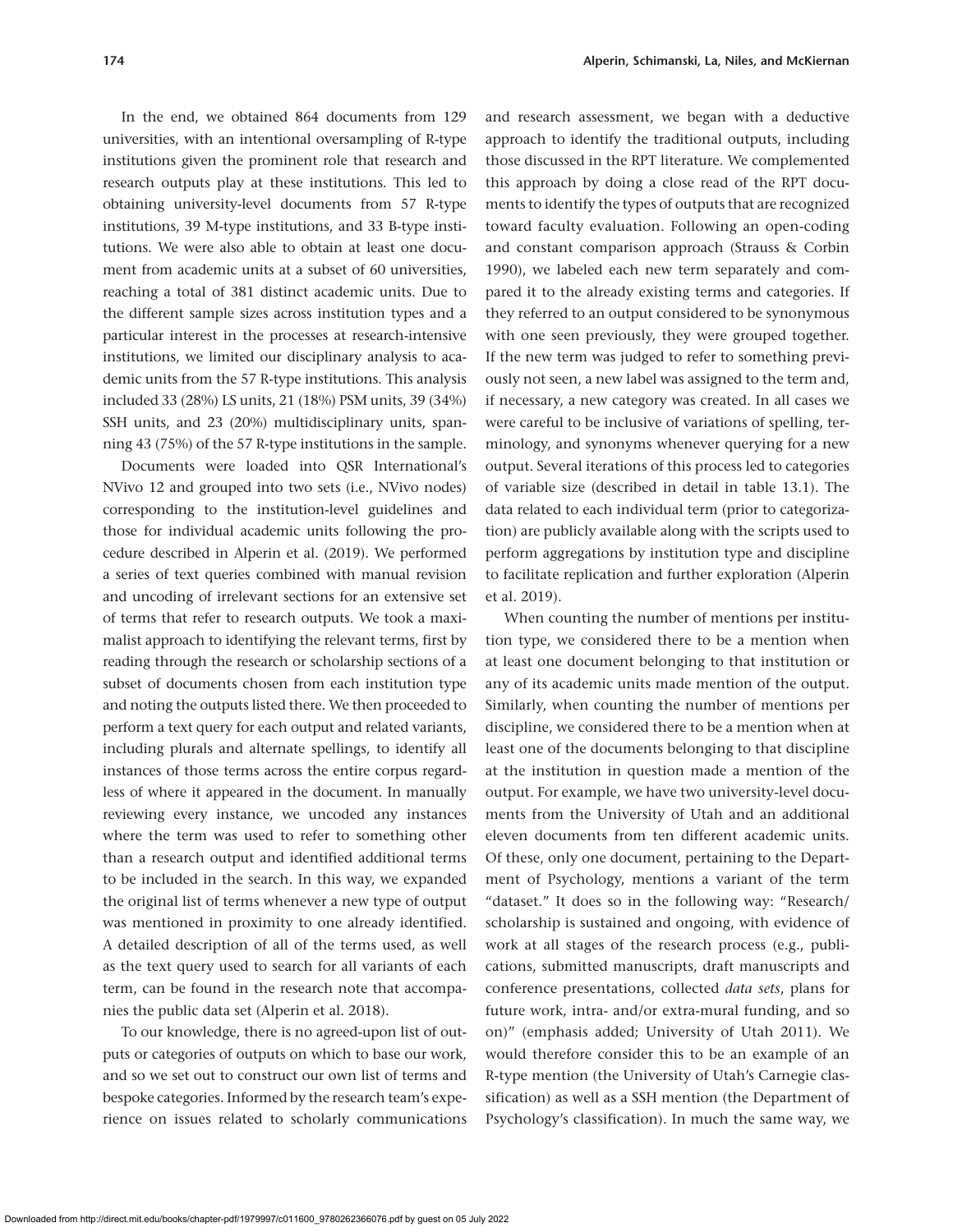In the end, we obtained 864 documents from 129 universities, with an intentional oversampling of R-type institutions given the prominent role that research and research outputs play at these institutions. This led to obtaining university-level documents from 57 R-type institutions, 39 M-type institutions, and 33 B-type institutions. We were also able to obtain at least one document from academic units at a subset of 60 universities, reaching a total of 381 distinct academic units. Due to the different sample sizes across institution types and a particular interest in the processes at research-intensive institutions, we limited our disciplinary analysis to academic units from the 57 R-type institutions. This analysis included 33 (28%) LS units, 21 (18%) PSM units, 39 (34%) SSH units, and 23 (20%) multidisciplinary units, spanning 43 (75%) of the 57 R-type institutions in the sample.

Documents were loaded into QSR International's NVivo 12 and grouped into two sets (i.e., NVivo nodes) corresponding to the institution-level guidelines and those for individual academic units following the procedure described in Alperin et al. (2019). We performed a series of text queries combined with manual revision and uncoding of irrelevant sections for an extensive set of terms that refer to research outputs. We took a maximalist approach to identifying the relevant terms, first by reading through the research or scholarship sections of a subset of documents chosen from each institution type and noting the outputs listed there. We then proceeded to perform a text query for each output and related variants, including plurals and alternate spellings, to identify all instances of those terms across the entire corpus regardless of where it appeared in the document. In manually reviewing every instance, we uncoded any instances where the term was used to refer to something other than a research output and identified additional terms to be included in the search. In this way, we expanded the original list of terms whenever a new type of output was mentioned in proximity to one already identified. A detailed description of all of the terms used, as well as the text query used to search for all variants of each term, can be found in the research note that accompanies the public data set (Alperin et al. 2018).

To our knowledge, there is no agreed-upon list of outputs or categories of outputs on which to base our work, and so we set out to construct our own list of terms and bespoke categories. Informed by the research team's experience on issues related to scholarly communications and research assessment, we began with a deductive approach to identify the traditional outputs, including those discussed in the RPT literature. We complemented this approach by doing a close read of the RPT documents to identify the types of outputs that are recognized toward faculty evaluation. Following an open-coding and constant comparison approach (Strauss & Corbin 1990), we labeled each new term separately and compared it to the already existing terms and categories. If they referred to an output considered to be synonymous with one seen previously, they were grouped together. If the new term was judged to refer to something previously not seen, a new label was assigned to the term and, if necessary, a new category was created. In all cases we were careful to be inclusive of variations of spelling, terminology, and synonyms whenever querying for a new output. Several iterations of this process led to categories of variable size (described in detail in table 13.1). The data related to each individual term (prior to categorization) are publicly available along with the scripts used to perform aggregations by institution type and discipline to facilitate replication and further exploration (Alperin et al. 2019).

When counting the number of mentions per institution type, we considered there to be a mention when at least one document belonging to that institution or any of its academic units made mention of the output. Similarly, when counting the number of mentions per discipline, we considered there to be a mention when at least one of the documents belonging to that discipline at the institution in question made a mention of the output. For example, we have two university-level documents from the University of Utah and an additional eleven documents from ten different academic units. Of these, only one document, pertaining to the Department of Psychology, mentions a variant of the term "dataset." It does so in the following way: "Research/scholarship is sustained and ongoing, with evidence of work at all stages of the research process (e.g., publications, submitted manuscripts, draft manuscripts and conference presentations, collected *data sets*, plans for future work, intra- and/or extra-mural funding, and so on)" (emphasis added; University of Utah 2011). We would therefore consider this to be an example of an R-type mention (the University of Utah's Carnegie classification) as well as a SSH mention (the Department of Psychology's classification). In much the same way, we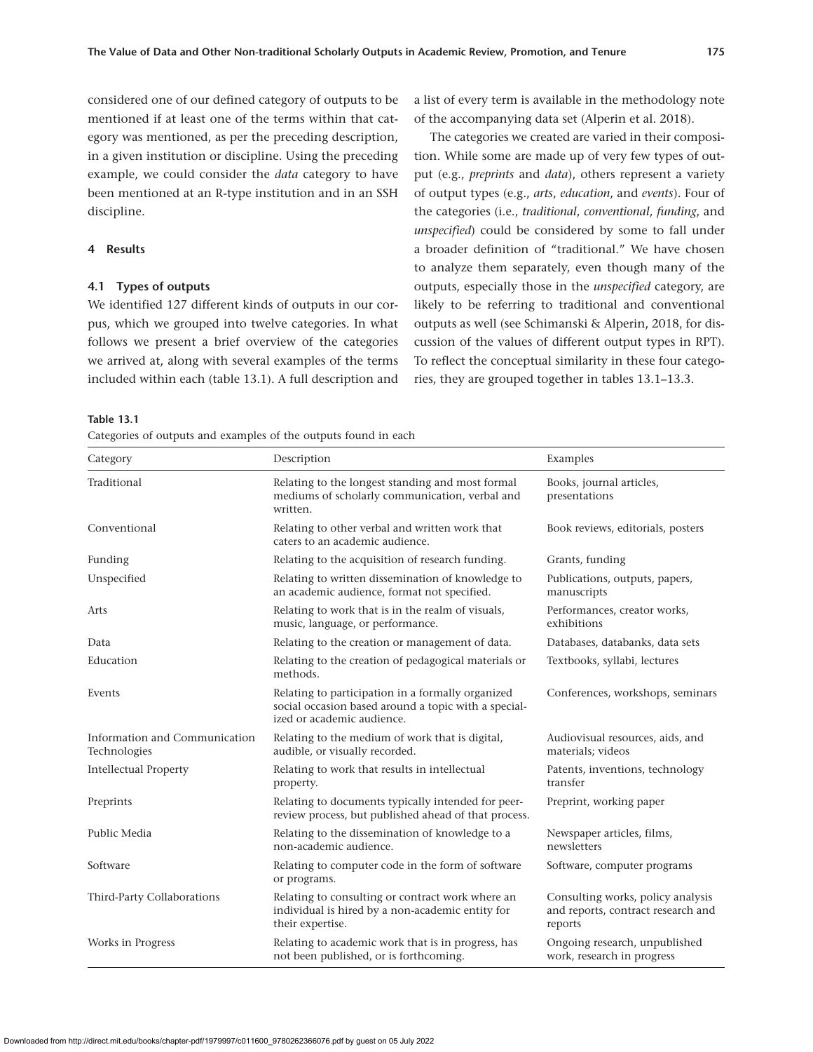considered one of our defined category of outputs to be mentioned if at least one of the terms within that category was mentioned, as per the preceding description, in a given institution or discipline. Using the preceding example, we could consider the *data* category to have been mentioned at an R-type institution and in an SSH discipline.

## 4 Results

### 4.1 Types of outputs

We identified 127 different kinds of outputs in our corpus, which we grouped into twelve categories. In what follows we present a brief overview of the categories we arrived at, along with several examples of the terms included within each (table 13.1). A full description and a list of every term is available in the methodology note of the accompanying data set (Alperin et al. 2018).

The categories we created are varied in their composition. While some are made up of very few types of output (e.g., *preprints* and *data*), others represent a variety of output types (e.g., *arts*, *education*, and *events*). Four of the categories (i.e., *traditional*, *conventional*, *funding*, and *unspecified*) could be considered by some to fall under a broader definition of "traditional." We have chosen to analyze them separately, even though many of the outputs, especially those in the *unspecified* category, are likely to be referring to traditional and conventional outputs as well (see Schimanski & Alperin, 2018, for discussion of the values of different output types in RPT). To reflect the conceptual similarity in these four categories, they are grouped together in tables 13.1–13.3.

**Table 13.1**

Categories of outputs and examples of the outputs found in each

| Category | Description | Examples |
|---|---|---|
| Traditional | Relating to the longest standing and most formal mediums of scholarly communication, verbal and written. | Books, journal articles, presentations |
| Conventional | Relating to other verbal and written work that caters to an academic audience. | Book reviews, editorials, posters |
| Funding | Relating to the acquisition of research funding. | Grants, funding |
| Unspecified | Relating to written dissemination of knowledge to an academic audience, format not specified. | Publications, outputs, papers, manuscripts |
| Arts | Relating to work that is in the realm of visuals, music, language, or performance. | Performances, creator works, exhibitions |
| Data | Relating to the creation or management of data. | Databases, databanks, data sets |
| Education | Relating to the creation of pedagogical materials or methods. | Textbooks, syllabi, lectures |
| Events | Relating to participation in a formally organized social occasion based around a topic with a specialized or academic audience. | Conferences, workshops, seminars |
| Information and Communication Technologies | Relating to the medium of work that is digital, audible, or visually recorded. | Audiovisual resources, aids, and materials; videos |
| Intellectual Property | Relating to work that results in intellectual property. | Patents, inventions, technology transfer |
| Preprints | Relating to documents typically intended for peer-review process, but published ahead of that process. | Preprint, working paper |
| Public Media | Relating to the dissemination of knowledge to a non-academic audience. | Newspaper articles, films, newsletters |
| Software | Relating to computer code in the form of software or programs. | Software, computer programs |
| Third-Party Collaborations | Relating to consulting or contract work where an individual is hired by a non-academic entity for their expertise. | Consulting works, policy analysis and reports, contract research and reports |
| Works in Progress | Relating to academic work that is in progress, has not been published, or is forthcoming. | Ongoing research, unpublished work, research in progress |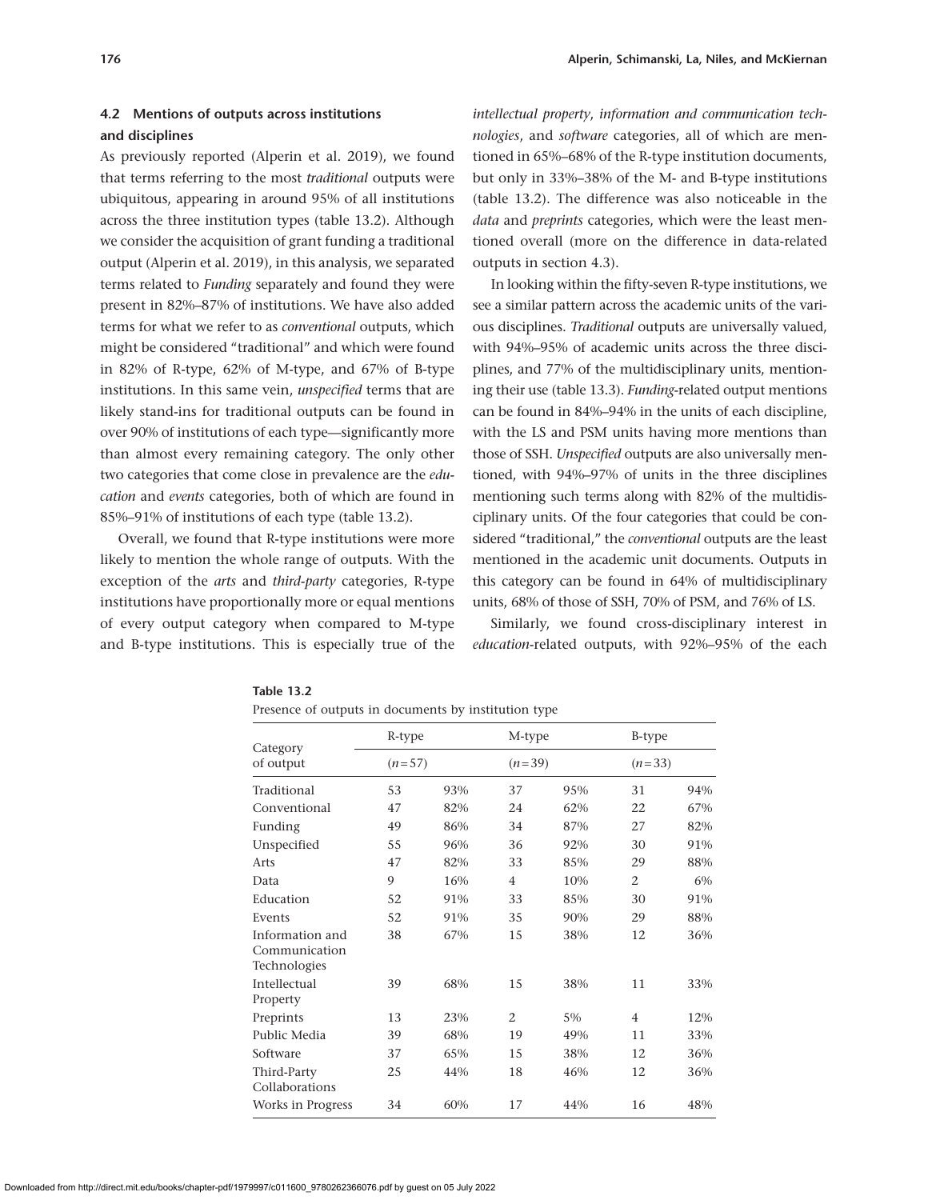### 4.2 Mentions of outputs across institutions and disciplines

As previously reported (Alperin et al. 2019), we found that terms referring to the most *traditional* outputs were ubiquitous, appearing in around 95% of all institutions across the three institution types (table 13.2). Although we consider the acquisition of grant funding a traditional output (Alperin et al. 2019), in this analysis, we separated terms related to *Funding* separately and found they were present in 82%–87% of institutions. We have also added terms for what we refer to as *conventional* outputs, which might be considered "traditional" and which were found in 82% of R-type, 62% of M-type, and 67% of B-type institutions. In this same vein, *unspecified* terms that are likely stand-ins for traditional outputs can be found in over 90% of institutions of each type—significantly more than almost every remaining category. The only other two categories that come close in prevalence are the *education* and *events* categories, both of which are found in 85%–91% of institutions of each type (table 13.2).

Overall, we found that R-type institutions were more likely to mention the whole range of outputs. With the exception of the *arts* and *third-party* categories, R-type institutions have proportionally more or equal mentions of every output category when compared to M-type and B-type institutions. This is especially true of the *intellectual property*, *information and communication technologies*, and *software* categories, all of which are mentioned in 65%–68% of the R-type institution documents, but only in 33%–38% of the M- and B-type institutions (table 13.2). The difference was also noticeable in the *data* and *preprints* categories, which were the least mentioned overall (more on the difference in data-related outputs in section 4.3).

In looking within the fifty-seven R-type institutions, we see a similar pattern across the academic units of the various disciplines. *Traditional* outputs are universally valued, with 94%–95% of academic units across the three disciplines, and 77% of the multidisciplinary units, mentioning their use (table 13.3). *Funding*-related output mentions can be found in 84%–94% in the units of each discipline, with the LS and PSM units having more mentions than those of SSH. *Unspecified* outputs are also universally mentioned, with 94%–97% of units in the three disciplines mentioning such terms along with 82% of the multidisciplinary units. Of the four categories that could be considered "traditional," the *conventional* outputs are the least mentioned in the academic unit documents. Outputs in this category can be found in 64% of multidisciplinary units, 68% of those of SSH, 70% of PSM, and 76% of LS.

Similarly, we found cross-disciplinary interest in *education*-related outputs, with 92%–95% of the each

**Table 13.2**

Presence of outputs in documents by institution type

| Category of output | R-type ($n=57$) | | M-type ($n=39$) | | B-type ($n=33$) | |
|---|---|---|---|---|---|---|
| Traditional | 53 | 93% | 37 | 95% | 31 | 94% |
| Conventional | 47 | 82% | 24 | 62% | 22 | 67% |
| Funding | 49 | 86% | 34 | 87% | 27 | 82% |
| Unspecified | 55 | 96% | 36 | 92% | 30 | 91% |
| Arts | 47 | 82% | 33 | 85% | 29 | 88% |
| Data | 9 | 16% | 4 | 10% | 2 | 6% |
| Education | 52 | 91% | 33 | 85% | 30 | 91% |
| Events | 52 | 91% | 35 | 90% | 29 | 88% |
| Information and Communication Technologies | 38 | 67% | 15 | 38% | 12 | 36% |
| Intellectual Property | 39 | 68% | 15 | 38% | 11 | 33% |
| Preprints | 13 | 23% | 2 | 5% | 4 | 12% |
| Public Media | 39 | 68% | 19 | 49% | 11 | 33% |
| Software | 37 | 65% | 15 | 38% | 12 | 36% |
| Third-Party Collaborations | 25 | 44% | 18 | 46% | 12 | 36% |
| Works in Progress | 34 | 60% | 17 | 44% | 16 | 48% |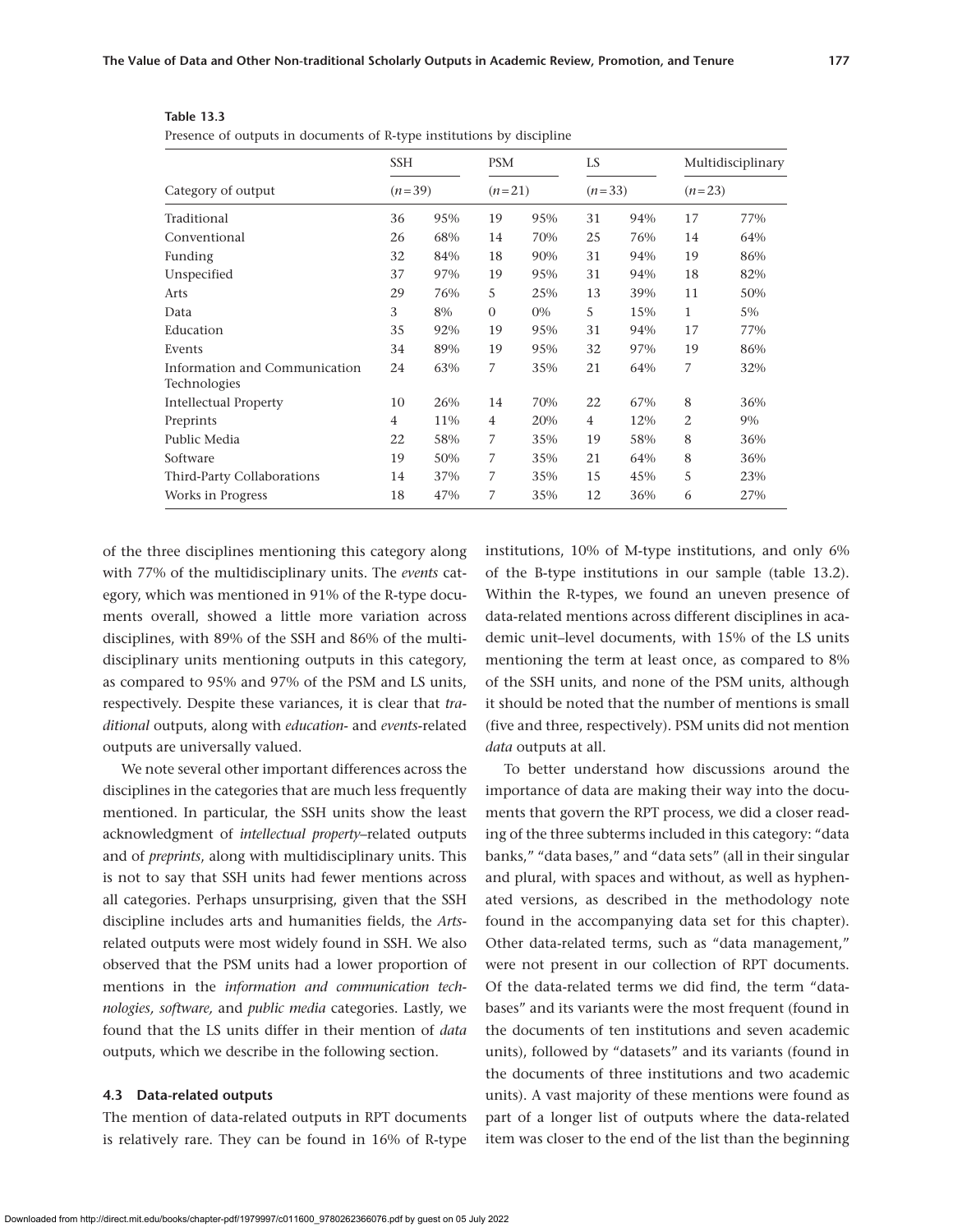**Table 13.3**

Presence of outputs in documents of R-type institutions by discipline

| Category of output | SSH | | PSM | | LS | | Multidisciplinary | |
|---|---|---|---|---|---|---|---|---|
| | ($n$=39) | | ($n$=21) | | ($n$=33) | | ($n$=23) | |
| Traditional | 36 | 95% | 19 | 95% | 31 | 94% | 17 | 77% |
| Conventional | 26 | 68% | 14 | 70% | 25 | 76% | 14 | 64% |
| Funding | 32 | 84% | 18 | 90% | 31 | 94% | 19 | 86% |
| Unspecified | 37 | 97% | 19 | 95% | 31 | 94% | 18 | 82% |
| Arts | 29 | 76% | 5 | 25% | 13 | 39% | 11 | 50% |
| Data | 3 | 8% | 0 | 0% | 5 | 15% | 1 | 5% |
| Education | 35 | 92% | 19 | 95% | 31 | 94% | 17 | 77% |
| Events | 34 | 89% | 19 | 95% | 32 | 97% | 19 | 86% |
| Information and Communication Technologies | 24 | 63% | 7 | 35% | 21 | 64% | 7 | 32% |
| Intellectual Property | 10 | 26% | 14 | 70% | 22 | 67% | 8 | 36% |
| Preprints | 4 | 11% | 4 | 20% | 4 | 12% | 2 | 9% |
| Public Media | 22 | 58% | 7 | 35% | 19 | 58% | 8 | 36% |
| Software | 19 | 50% | 7 | 35% | 21 | 64% | 8 | 36% |
| Third-Party Collaborations | 14 | 37% | 7 | 35% | 15 | 45% | 5 | 23% |
| Works in Progress | 18 | 47% | 7 | 35% | 12 | 36% | 6 | 27% |

of the three disciplines mentioning this category along with 77% of the multidisciplinary units. The *events* category, which was mentioned in 91% of the R-type documents overall, showed a little more variation across disciplines, with 89% of the SSH and 86% of the multidisciplinary units mentioning outputs in this category, as compared to 95% and 97% of the PSM and LS units, respectively. Despite these variances, it is clear that *traditional* outputs, along with *education*- and *events*-related outputs are universally valued.

We note several other important differences across the disciplines in the categories that are much less frequently mentioned. In particular, the SSH units show the least acknowledgment of *intellectual property*–related outputs and of *preprints*, along with multidisciplinary units. This is not to say that SSH units had fewer mentions across all categories. Perhaps unsurprising, given that the SSH discipline includes arts and humanities fields, the *Arts*-related outputs were most widely found in SSH. We also observed that the PSM units had a lower proportion of mentions in the *information and communication technologies, software,* and *public media* categories. Lastly, we found that the LS units differ in their mention of *data* outputs, which we describe in the following section.

### 4.3 Data-related outputs

The mention of data-related outputs in RPT documents is relatively rare. They can be found in 16% of R-type institutions, 10% of M-type institutions, and only 6% of the B-type institutions in our sample (table 13.2). Within the R-types, we found an uneven presence of data-related mentions across different disciplines in academic unit–level documents, with 15% of the LS units mentioning the term at least once, as compared to 8% of the SSH units, and none of the PSM units, although it should be noted that the number of mentions is small (five and three, respectively). PSM units did not mention *data* outputs at all.

To better understand how discussions around the importance of data are making their way into the documents that govern the RPT process, we did a closer reading of the three subterms included in this category: "data banks," "data bases," and "data sets" (all in their singular and plural, with spaces and without, as well as hyphenated versions, as described in the methodology note found in the accompanying data set for this chapter). Other data-related terms, such as "data management," were not present in our collection of RPT documents. Of the data-related terms we did find, the term "databases" and its variants were the most frequent (found in the documents of ten institutions and seven academic units), followed by "datasets" and its variants (found in the documents of three institutions and two academic units). A vast majority of these mentions were found as part of a longer list of outputs where the data-related item was closer to the end of the list than the beginning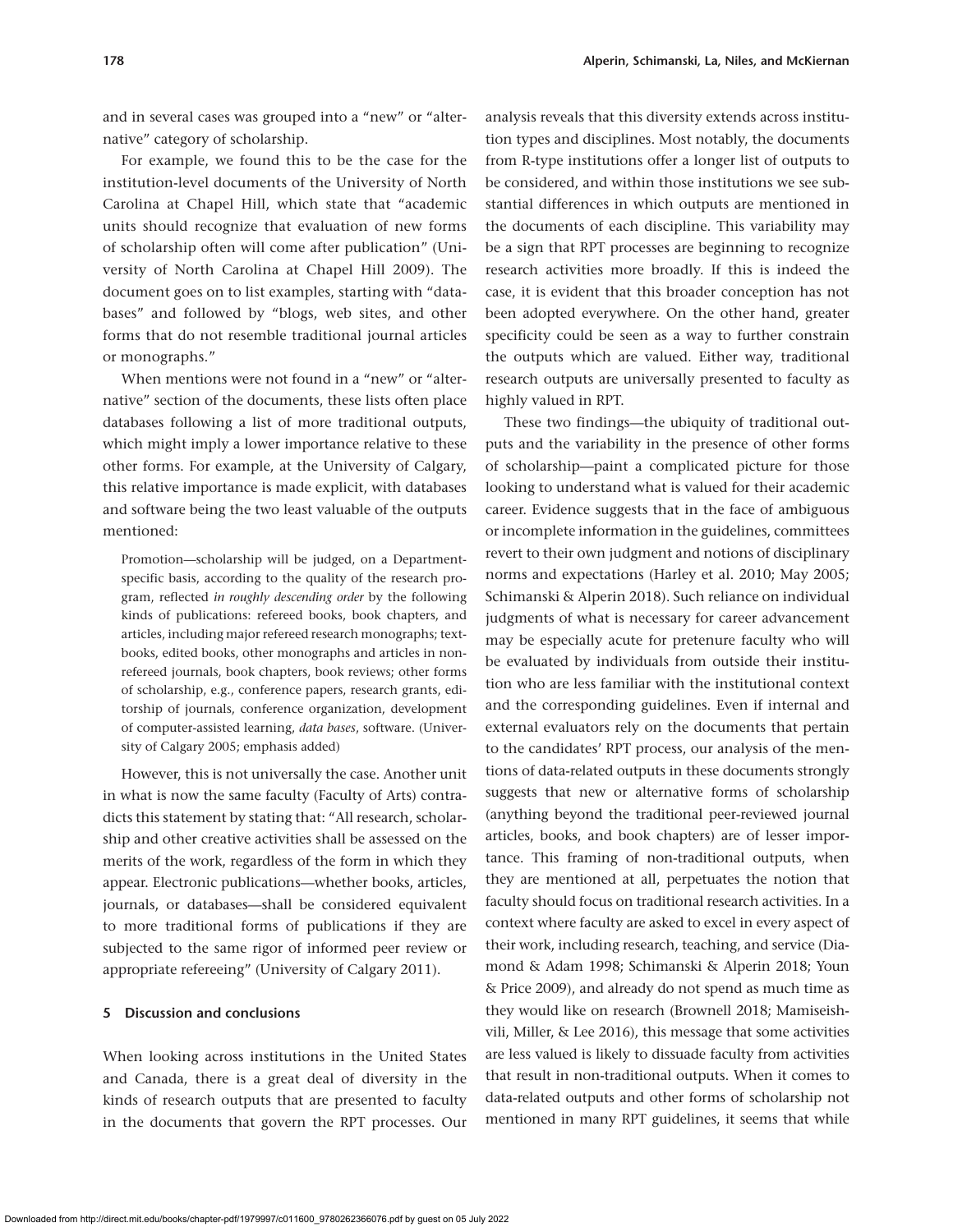and in several cases was grouped into a "new" or "alternative" category of scholarship.

For example, we found this to be the case for the institution-level documents of the University of North Carolina at Chapel Hill, which state that "academic units should recognize that evaluation of new forms of scholarship often will come after publication" (University of North Carolina at Chapel Hill 2009). The document goes on to list examples, starting with "databases" and followed by "blogs, web sites, and other forms that do not resemble traditional journal articles or monographs."

When mentions were not found in a "new" or "alternative" section of the documents, these lists often place databases following a list of more traditional outputs, which might imply a lower importance relative to these other forms. For example, at the University of Calgary, this relative importance is made explicit, with databases and software being the two least valuable of the outputs mentioned:

> Promotion—scholarship will be judged, on a Department-specific basis, according to the quality of the research program, reflected *in roughly descending order* by the following kinds of publications: refereed books, book chapters, and articles, including major refereed research monographs; textbooks, edited books, other monographs and articles in non-refereed journals, book chapters, book reviews; other forms of scholarship, e.g., conference papers, research grants, editorship of journals, conference organization, development of computer-assisted learning, *data bases*, software. (University of Calgary 2005; emphasis added)

However, this is not universally the case. Another unit in what is now the same faculty (Faculty of Arts) contradicts this statement by stating that: "All research, scholarship and other creative activities shall be assessed on the merits of the work, regardless of the form in which they appear. Electronic publications—whether books, articles, journals, or databases—shall be considered equivalent to more traditional forms of publications if they are subjected to the same rigor of informed peer review or appropriate refereeing" (University of Calgary 2011).

## 5 Discussion and conclusions

When looking across institutions in the United States and Canada, there is a great deal of diversity in the kinds of research outputs that are presented to faculty in the documents that govern the RPT processes. Our analysis reveals that this diversity extends across institution types and disciplines. Most notably, the documents from R-type institutions offer a longer list of outputs to be considered, and within those institutions we see substantial differences in which outputs are mentioned in the documents of each discipline. This variability may be a sign that RPT processes are beginning to recognize research activities more broadly. If this is indeed the case, it is evident that this broader conception has not been adopted everywhere. On the other hand, greater specificity could be seen as a way to further constrain the outputs which are valued. Either way, traditional research outputs are universally presented to faculty as highly valued in RPT.

These two findings—the ubiquity of traditional outputs and the variability in the presence of other forms of scholarship—paint a complicated picture for those looking to understand what is valued for their academic career. Evidence suggests that in the face of ambiguous or incomplete information in the guidelines, committees revert to their own judgment and notions of disciplinary norms and expectations (Harley et al. 2010; May 2005; Schimanski & Alperin 2018). Such reliance on individual judgments of what is necessary for career advancement may be especially acute for pretenure faculty who will be evaluated by individuals from outside their institution who are less familiar with the institutional context and the corresponding guidelines. Even if internal and external evaluators rely on the documents that pertain to the candidates' RPT process, our analysis of the mentions of data-related outputs in these documents strongly suggests that new or alternative forms of scholarship (anything beyond the traditional peer-reviewed journal articles, books, and book chapters) are of lesser importance. This framing of non-traditional outputs, when they are mentioned at all, perpetuates the notion that faculty should focus on traditional research activities. In a context where faculty are asked to excel in every aspect of their work, including research, teaching, and service (Diamond & Adam 1998; Schimanski & Alperin 2018; Youn & Price 2009), and already do not spend as much time as they would like on research (Brownell 2018; Mamiseishvili, Miller, & Lee 2016), this message that some activities are less valued is likely to dissuade faculty from activities that result in non-traditional outputs. When it comes to data-related outputs and other forms of scholarship not mentioned in many RPT guidelines, it seems that while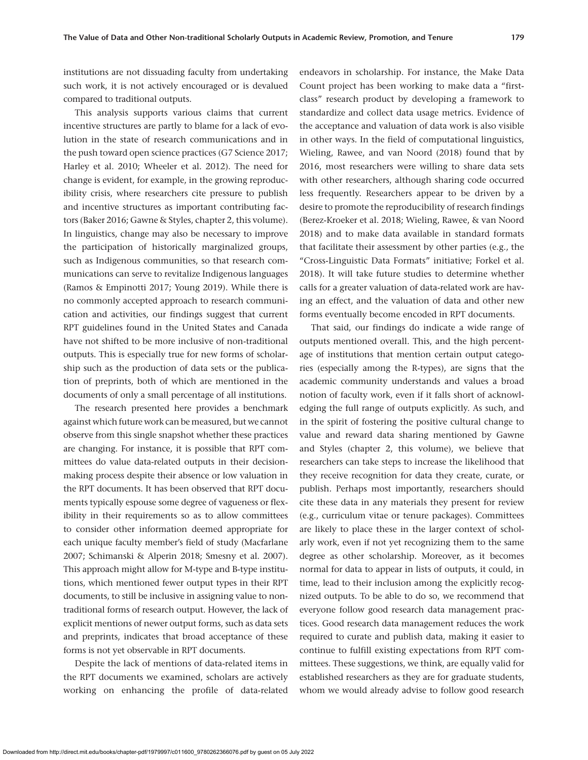institutions are not dissuading faculty from undertaking such work, it is not actively encouraged or is devalued compared to traditional outputs.

This analysis supports various claims that current incentive structures are partly to blame for a lack of evolution in the state of research communications and in the push toward open science practices (G7 Science 2017; Harley et al. 2010; Wheeler et al. 2012). The need for change is evident, for example, in the growing reproducibility crisis, where researchers cite pressure to publish and incentive structures as important contributing factors (Baker 2016; Gawne & Styles, chapter 2, this volume). In linguistics, change may also be necessary to improve the participation of historically marginalized groups, such as Indigenous communities, so that research communications can serve to revitalize Indigenous languages (Ramos & Empinotti 2017; Young 2019). While there is no commonly accepted approach to research communication and activities, our findings suggest that current RPT guidelines found in the United States and Canada have not shifted to be more inclusive of non-traditional outputs. This is especially true for new forms of scholarship such as the production of data sets or the publication of preprints, both of which are mentioned in the documents of only a small percentage of all institutions.

The research presented here provides a benchmark against which future work can be measured, but we cannot observe from this single snapshot whether these practices are changing. For instance, it is possible that RPT committees do value data-related outputs in their decision-making process despite their absence or low valuation in the RPT documents. It has been observed that RPT documents typically espouse some degree of vagueness or flexibility in their requirements so as to allow committees to consider other information deemed appropriate for each unique faculty member's field of study (Macfarlane 2007; Schimanski & Alperin 2018; Smesny et al. 2007). This approach might allow for M-type and B-type institutions, which mentioned fewer output types in their RPT documents, to still be inclusive in assigning value to non-traditional forms of research output. However, the lack of explicit mentions of newer output forms, such as data sets and preprints, indicates that broad acceptance of these forms is not yet observable in RPT documents.

Despite the lack of mentions of data-related items in the RPT documents we examined, scholars are actively working on enhancing the profile of data-related endeavors in scholarship. For instance, the Make Data Count project has been working to make data a "first-class" research product by developing a framework to standardize and collect data usage metrics. Evidence of the acceptance and valuation of data work is also visible in other ways. In the field of computational linguistics, Wieling, Rawee, and van Noord (2018) found that by 2016, most researchers were willing to share data sets with other researchers, although sharing code occurred less frequently. Researchers appear to be driven by a desire to promote the reproducibility of research findings (Berez-Kroeker et al. 2018; Wieling, Rawee, & van Noord 2018) and to make data available in standard formats that facilitate their assessment by other parties (e.g., the "Cross-Linguistic Data Formats" initiative; Forkel et al. 2018). It will take future studies to determine whether calls for a greater valuation of data-related work are having an effect, and the valuation of data and other new forms eventually become encoded in RPT documents.

That said, our findings do indicate a wide range of outputs mentioned overall. This, and the high percentage of institutions that mention certain output categories (especially among the R-types), are signs that the academic community understands and values a broad notion of faculty work, even if it falls short of acknowledging the full range of outputs explicitly. As such, and in the spirit of fostering the positive cultural change to value and reward data sharing mentioned by Gawne and Styles (chapter 2, this volume), we believe that researchers can take steps to increase the likelihood that they receive recognition for data they create, curate, or publish. Perhaps most importantly, researchers should cite these data in any materials they present for review (e.g., curriculum vitae or tenure packages). Committees are likely to place these in the larger context of scholarly work, even if not yet recognizing them to the same degree as other scholarship. Moreover, as it becomes normal for data to appear in lists of outputs, it could, in time, lead to their inclusion among the explicitly recognized outputs. To be able to do so, we recommend that everyone follow good research data management practices. Good research data management reduces the work required to curate and publish data, making it easier to continue to fulfill existing expectations from RPT committees. These suggestions, we think, are equally valid for established researchers as they are for graduate students, whom we would already advise to follow good research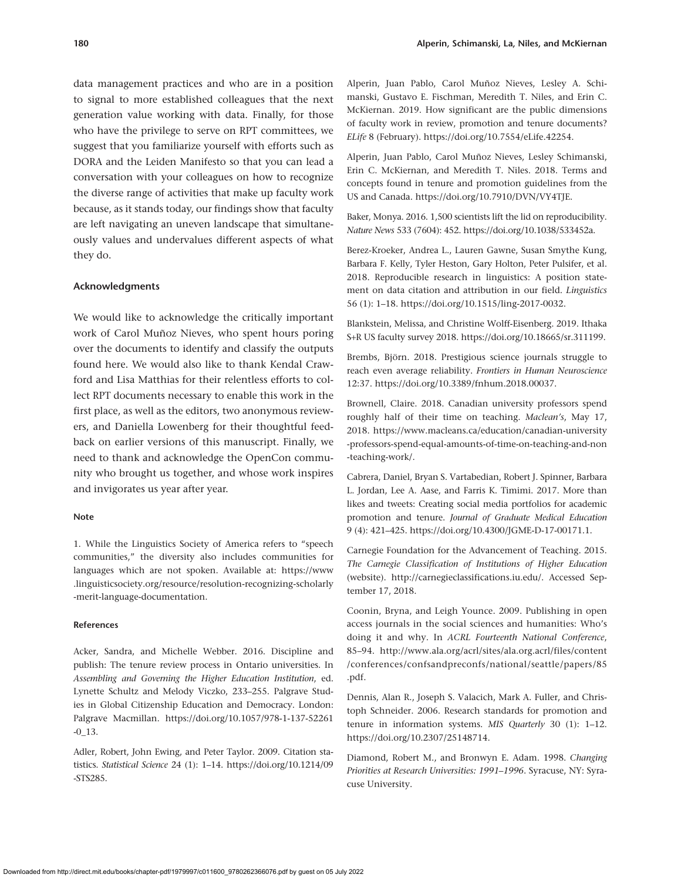data management practices and who are in a position to signal to more established colleagues that the next generation value working with data. Finally, for those who have the privilege to serve on RPT committees, we suggest that you familiarize yourself with efforts such as DORA and the Leiden Manifesto so that you can lead a conversation with your colleagues on how to recognize the diverse range of activities that make up faculty work because, as it stands today, our findings show that faculty are left navigating an uneven landscape that simultaneously values and undervalues different aspects of what they do.

## Acknowledgments

We would like to acknowledge the critically important work of Carol Muñoz Nieves, who spent hours poring over the documents to identify and classify the outputs found here. We would also like to thank Kendal Crawford and Lisa Matthias for their relentless efforts to collect RPT documents necessary to enable this work in the first place, as well as the editors, two anonymous reviewers, and Daniella Lowenberg for their thoughtful feedback on earlier versions of this manuscript. Finally, we need to thank and acknowledge the OpenCon community who brought us together, and whose work inspires and invigorates us year after year.

### Note

1. While the Linguistics Society of America refers to "speech communities," the diversity also includes communities for languages which are not spoken. Available at: https://www.linguisticsociety.org/resource/resolution-recognizing-scholarly-merit-language-documentation.

### References

Acker, Sandra, and Michelle Webber. 2016. Discipline and publish: The tenure review process in Ontario universities. In *Assembling and Governing the Higher Education Institution*, ed. Lynette Schultz and Melody Viczko, 233–255. Palgrave Studies in Global Citizenship Education and Democracy. London: Palgrave Macmillan. https://doi.org/10.1057/978-1-137-52261-0_13.

Adler, Robert, John Ewing, and Peter Taylor. 2009. Citation statistics. *Statistical Science* 24 (1): 1–14. https://doi.org/10.1214/09-STS285.

Alperin, Juan Pablo, Carol Muñoz Nieves, Lesley A. Schimanski, Gustavo E. Fischman, Meredith T. Niles, and Erin C. McKiernan. 2019. How significant are the public dimensions of faculty work in review, promotion and tenure documents? *ELife* 8 (February). https://doi.org/10.7554/eLife.42254.

Alperin, Juan Pablo, Carol Muñoz Nieves, Lesley Schimanski, Erin C. McKiernan, and Meredith T. Niles. 2018. Terms and concepts found in tenure and promotion guidelines from the US and Canada. https://doi.org/10.7910/DVN/VY4TJE.

Baker, Monya. 2016. 1,500 scientists lift the lid on reproducibility. *Nature News* 533 (7604): 452. https://doi.org/10.1038/533452a.

Berez-Kroeker, Andrea L., Lauren Gawne, Susan Smythe Kung, Barbara F. Kelly, Tyler Heston, Gary Holton, Peter Pulsifer, et al. 2018. Reproducible research in linguistics: A position statement on data citation and attribution in our field. *Linguistics* 56 (1): 1–18. https://doi.org/10.1515/ling-2017-0032.

Blankstein, Melissa, and Christine Wolff-Eisenberg. 2019. Ithaka S+R US faculty survey 2018. https://doi.org/10.18665/sr.311199.

Brembs, Björn. 2018. Prestigious science journals struggle to reach even average reliability. *Frontiers in Human Neuroscience* 12:37. https://doi.org/10.3389/fnhum.2018.00037.

Brownell, Claire. 2018. Canadian university professors spend roughly half of their time on teaching. *Maclean's*, May 17, 2018. https://www.macleans.ca/education/canadian-university-professors-spend-equal-amounts-of-time-on-teaching-and-non-teaching-work/.

Cabrera, Daniel, Bryan S. Vartabedian, Robert J. Spinner, Barbara L. Jordan, Lee A. Aase, and Farris K. Timimi. 2017. More than likes and tweets: Creating social media portfolios for academic promotion and tenure. *Journal of Graduate Medical Education* 9 (4): 421–425. https://doi.org/10.4300/JGME-D-17-00171.1.

Carnegie Foundation for the Advancement of Teaching. 2015. *The Carnegie Classification of Institutions of Higher Education* (website). http://carnegieclassifications.iu.edu/. Accessed September 17, 2018.

Coonin, Bryna, and Leigh Younce. 2009. Publishing in open access journals in the social sciences and humanities: Who's doing it and why. In *ACRL Fourteenth National Conference*, 85–94. http://www.ala.org/acrl/sites/ala.org.acrl/files/content/conferences/confsandpreconfs/national/seattle/papers/85.pdf.

Dennis, Alan R., Joseph S. Valacich, Mark A. Fuller, and Christoph Schneider. 2006. Research standards for promotion and tenure in information systems. *MIS Quarterly* 30 (1): 1–12. https://doi.org/10.2307/25148714.

Diamond, Robert M., and Bronwyn E. Adam. 1998. *Changing Priorities at Research Universities: 1991–1996*. Syracuse, NY: Syracuse University.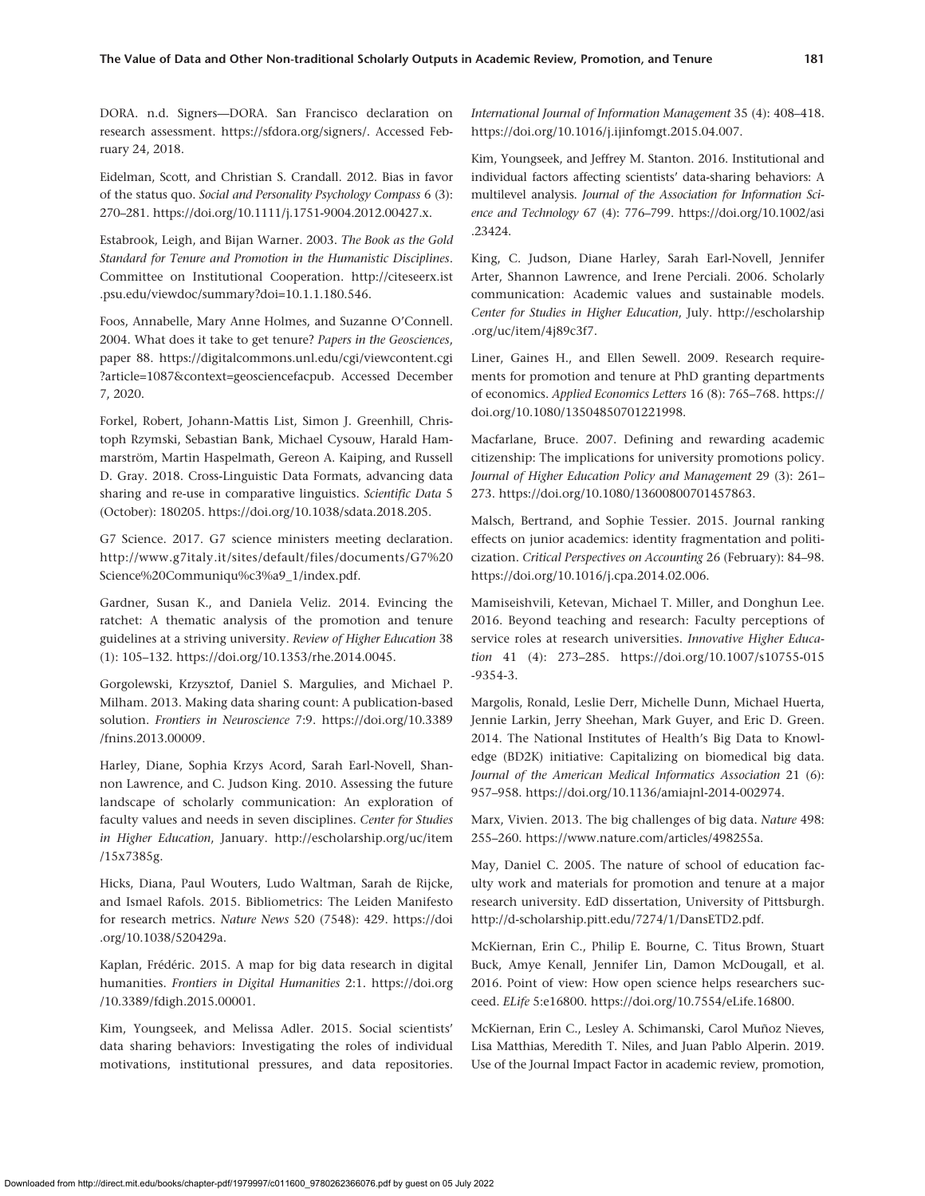DORA. n.d. Signers—DORA. San Francisco declaration on research assessment. https://sfdora.org/signers/. Accessed February 24, 2018.

Eidelman, Scott, and Christian S. Crandall. 2012. Bias in favor of the status quo. *Social and Personality Psychology Compass* 6 (3): 270–281. https://doi.org/10.1111/j.1751-9004.2012.00427.x.

Estabrook, Leigh, and Bijan Warner. 2003. *The Book as the Gold Standard for Tenure and Promotion in the Humanistic Disciplines*. Committee on Institutional Cooperation. http://citeseerx.ist.psu.edu/viewdoc/summary?doi=10.1.1.180.546.

Foos, Annabelle, Mary Anne Holmes, and Suzanne O'Connell. 2004. What does it take to get tenure? *Papers in the Geosciences*, paper 88. https://digitalcommons.unl.edu/cgi/viewcontent.cgi?article=1087&context=geosciencefacpub. Accessed December 7, 2020.

Forkel, Robert, Johann-Mattis List, Simon J. Greenhill, Christoph Rzymski, Sebastian Bank, Michael Cysouw, Harald Hammarström, Martin Haspelmath, Gereon A. Kaiping, and Russell D. Gray. 2018. Cross-Linguistic Data Formats, advancing data sharing and re-use in comparative linguistics. *Scientific Data* 5 (October): 180205. https://doi.org/10.1038/sdata.2018.205.

G7 Science. 2017. G7 science ministers meeting declaration. http://www.g7italy.it/sites/default/files/documents/G7%20Science%20Communiqu%c3%a9_1/index.pdf.

Gardner, Susan K., and Daniela Veliz. 2014. Evincing the ratchet: A thematic analysis of the promotion and tenure guidelines at a striving university. *Review of Higher Education* 38 (1): 105–132. https://doi.org/10.1353/rhe.2014.0045.

Gorgolewski, Krzysztof, Daniel S. Margulies, and Michael P. Milham. 2013. Making data sharing count: A publication-based solution. *Frontiers in Neuroscience* 7:9. https://doi.org/10.3389/fnins.2013.00009.

Harley, Diane, Sophia Krzys Acord, Sarah Earl-Novell, Shannon Lawrence, and C. Judson King. 2010. Assessing the future landscape of scholarly communication: An exploration of faculty values and needs in seven disciplines. *Center for Studies in Higher Education*, January. http://escholarship.org/uc/item/15x7385g.

Hicks, Diana, Paul Wouters, Ludo Waltman, Sarah de Rijcke, and Ismael Rafols. 2015. Bibliometrics: The Leiden Manifesto for research metrics. *Nature News* 520 (7548): 429. https://doi.org/10.1038/520429a.

Kaplan, Frédéric. 2015. A map for big data research in digital humanities. *Frontiers in Digital Humanities* 2:1. https://doi.org/10.3389/fdigh.2015.00001.

Kim, Youngseek, and Melissa Adler. 2015. Social scientists' data sharing behaviors: Investigating the roles of individual motivations, institutional pressures, and data repositories. *International Journal of Information Management* 35 (4): 408–418. https://doi.org/10.1016/j.ijinfomgt.2015.04.007.

Kim, Youngseek, and Jeffrey M. Stanton. 2016. Institutional and individual factors affecting scientists' data-sharing behaviors: A multilevel analysis. *Journal of the Association for Information Science and Technology* 67 (4): 776–799. https://doi.org/10.1002/asi.23424.

King, C. Judson, Diane Harley, Sarah Earl-Novell, Jennifer Arter, Shannon Lawrence, and Irene Perciali. 2006. Scholarly communication: Academic values and sustainable models. *Center for Studies in Higher Education*, July. http://escholarship.org/uc/item/4j89c3f7.

Liner, Gaines H., and Ellen Sewell. 2009. Research requirements for promotion and tenure at PhD granting departments of economics. *Applied Economics Letters* 16 (8): 765–768. https://doi.org/10.1080/13504850701221998.

Macfarlane, Bruce. 2007. Defining and rewarding academic citizenship: The implications for university promotions policy. *Journal of Higher Education Policy and Management* 29 (3): 261–273. https://doi.org/10.1080/13600800701457863.

Malsch, Bertrand, and Sophie Tessier. 2015. Journal ranking effects on junior academics: identity fragmentation and politicization. *Critical Perspectives on Accounting* 26 (February): 84–98. https://doi.org/10.1016/j.cpa.2014.02.006.

Mamiseishvili, Ketevan, Michael T. Miller, and Donghun Lee. 2016. Beyond teaching and research: Faculty perceptions of service roles at research universities. *Innovative Higher Education* 41 (4): 273–285. https://doi.org/10.1007/s10755-015-9354-3.

Margolis, Ronald, Leslie Derr, Michelle Dunn, Michael Huerta, Jennie Larkin, Jerry Sheehan, Mark Guyer, and Eric D. Green. 2014. The National Institutes of Health's Big Data to Knowledge (BD2K) initiative: Capitalizing on biomedical big data. *Journal of the American Medical Informatics Association* 21 (6): 957–958. https://doi.org/10.1136/amiajnl-2014-002974.

Marx, Vivien. 2013. The big challenges of big data. *Nature* 498: 255–260. https://www.nature.com/articles/498255a.

May, Daniel C. 2005. The nature of school of education faculty work and materials for promotion and tenure at a major research university. EdD dissertation, University of Pittsburgh. http://d-scholarship.pitt.edu/7274/1/DansETD2.pdf.

McKiernan, Erin C., Philip E. Bourne, C. Titus Brown, Stuart Buck, Amye Kenall, Jennifer Lin, Damon McDougall, et al. 2016. Point of view: How open science helps researchers succeed. *ELife* 5:e16800. https://doi.org/10.7554/eLife.16800.

McKiernan, Erin C., Lesley A. Schimanski, Carol Muñoz Nieves, Lisa Matthias, Meredith T. Niles, and Juan Pablo Alperin. 2019. Use of the Journal Impact Factor in academic review, promotion,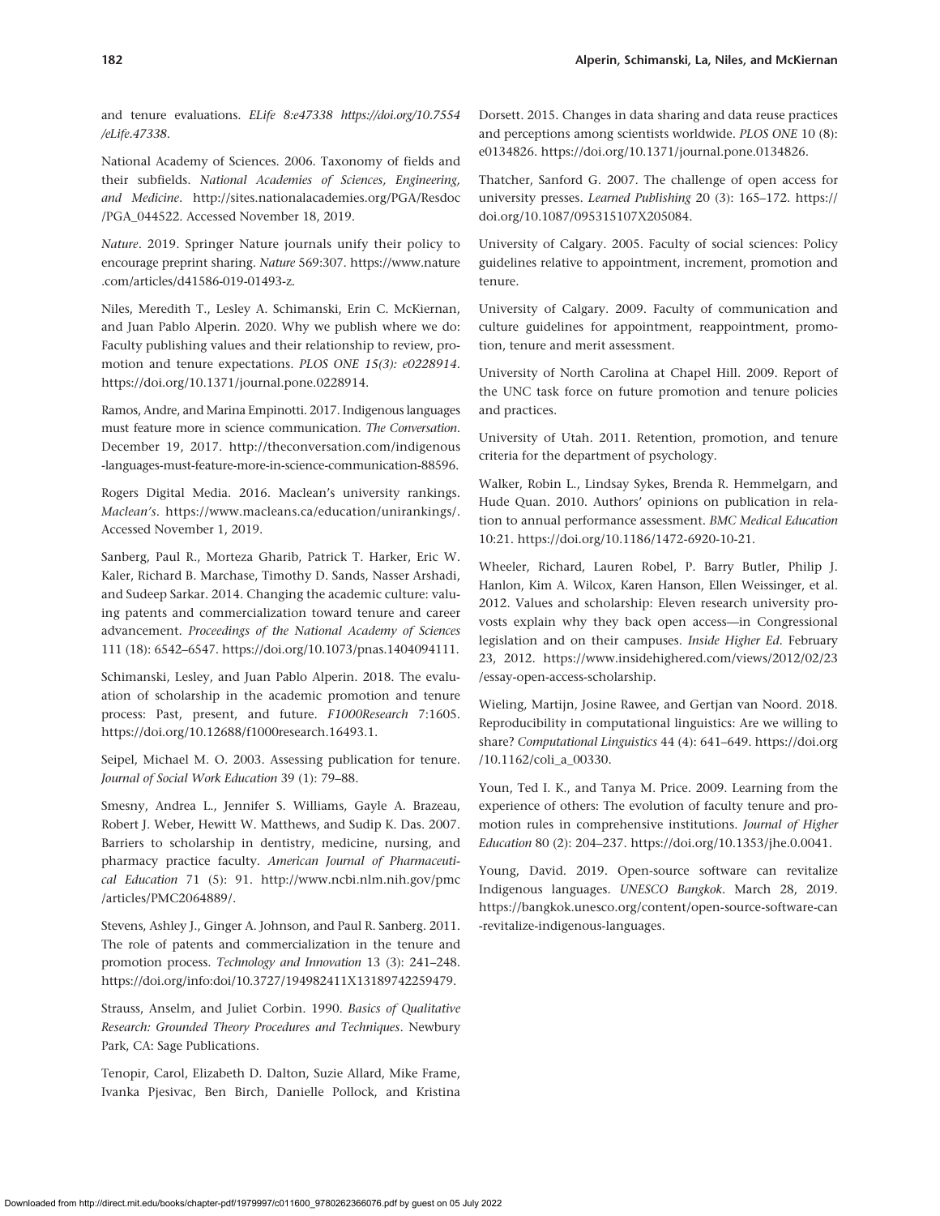and tenure evaluations. *ELife 8:e47338 https://doi.org/10.7554/eLife.47338*.

National Academy of Sciences. 2006. Taxonomy of fields and their subfields. *National Academies of Sciences, Engineering, and Medicine*. http://sites.nationalacademies.org/PGA/Resdoc/PGA_044522. Accessed November 18, 2019.

*Nature*. 2019. Springer Nature journals unify their policy to encourage preprint sharing. *Nature* 569:307. https://www.nature.com/articles/d41586-019-01493-z.

Niles, Meredith T., Lesley A. Schimanski, Erin C. McKiernan, and Juan Pablo Alperin. 2020. Why we publish where we do: Faculty publishing values and their relationship to review, promotion and tenure expectations. *PLOS ONE 15(3): e0228914*. https://doi.org/10.1371/journal.pone.0228914.

Ramos, Andre, and Marina Empinotti. 2017. Indigenous languages must feature more in science communication. *The Conversation*. December 19, 2017. http://theconversation.com/indigenous-languages-must-feature-more-in-science-communication-88596.

Rogers Digital Media. 2016. Maclean's university rankings. *Maclean's*. https://www.macleans.ca/education/unirankings/. Accessed November 1, 2019.

Sanberg, Paul R., Morteza Gharib, Patrick T. Harker, Eric W. Kaler, Richard B. Marchase, Timothy D. Sands, Nasser Arshadi, and Sudeep Sarkar. 2014. Changing the academic culture: valuing patents and commercialization toward tenure and career advancement. *Proceedings of the National Academy of Sciences* 111 (18): 6542–6547. https://doi.org/10.1073/pnas.1404094111.

Schimanski, Lesley, and Juan Pablo Alperin. 2018. The evaluation of scholarship in the academic promotion and tenure process: Past, present, and future. *F1000Research* 7:1605. https://doi.org/10.12688/f1000research.16493.1.

Seipel, Michael M. O. 2003. Assessing publication for tenure. *Journal of Social Work Education* 39 (1): 79–88.

Smesny, Andrea L., Jennifer S. Williams, Gayle A. Brazeau, Robert J. Weber, Hewitt W. Matthews, and Sudip K. Das. 2007. Barriers to scholarship in dentistry, medicine, nursing, and pharmacy practice faculty. *American Journal of Pharmaceutical Education* 71 (5): 91. http://www.ncbi.nlm.nih.gov/pmc/articles/PMC2064889/.

Stevens, Ashley J., Ginger A. Johnson, and Paul R. Sanberg. 2011. The role of patents and commercialization in the tenure and promotion process. *Technology and Innovation* 13 (3): 241–248. https://doi.org/info:doi/10.3727/194982411X13189742259479.

Strauss, Anselm, and Juliet Corbin. 1990. *Basics of Qualitative Research: Grounded Theory Procedures and Techniques*. Newbury Park, CA: Sage Publications.

Tenopir, Carol, Elizabeth D. Dalton, Suzie Allard, Mike Frame, Ivanka Pjesivac, Ben Birch, Danielle Pollock, and Kristina Dorsett. 2015. Changes in data sharing and data reuse practices and perceptions among scientists worldwide. *PLOS ONE* 10 (8): e0134826. https://doi.org/10.1371/journal.pone.0134826.

Thatcher, Sanford G. 2007. The challenge of open access for university presses. *Learned Publishing* 20 (3): 165–172. https://doi.org/10.1087/095315107X205084.

University of Calgary. 2005. Faculty of social sciences: Policy guidelines relative to appointment, increment, promotion and tenure.

University of Calgary. 2009. Faculty of communication and culture guidelines for appointment, reappointment, promotion, tenure and merit assessment.

University of North Carolina at Chapel Hill. 2009. Report of the UNC task force on future promotion and tenure policies and practices.

University of Utah. 2011. Retention, promotion, and tenure criteria for the department of psychology.

Walker, Robin L., Lindsay Sykes, Brenda R. Hemmelgarn, and Hude Quan. 2010. Authors' opinions on publication in relation to annual performance assessment. *BMC Medical Education* 10:21. https://doi.org/10.1186/1472-6920-10-21.

Wheeler, Richard, Lauren Robel, P. Barry Butler, Philip J. Hanlon, Kim A. Wilcox, Karen Hanson, Ellen Weissinger, et al. 2012. Values and scholarship: Eleven research university provosts explain why they back open access—in Congressional legislation and on their campuses. *Inside Higher Ed*. February 23, 2012. https://www.insidehighered.com/views/2012/02/23/essay-open-access-scholarship.

Wieling, Martijn, Josine Rawee, and Gertjan van Noord. 2018. Reproducibility in computational linguistics: Are we willing to share? *Computational Linguistics* 44 (4): 641–649. https://doi.org/10.1162/coli_a_00330.

Youn, Ted I. K., and Tanya M. Price. 2009. Learning from the experience of others: The evolution of faculty tenure and promotion rules in comprehensive institutions. *Journal of Higher Education* 80 (2): 204–237. https://doi.org/10.1353/jhe.0.0041.

Young, David. 2019. Open-source software can revitalize Indigenous languages. *UNESCO Bangkok*. March 28, 2019. https://bangkok.unesco.org/content/open-source-software-can-revitalize-indigenous-languages.